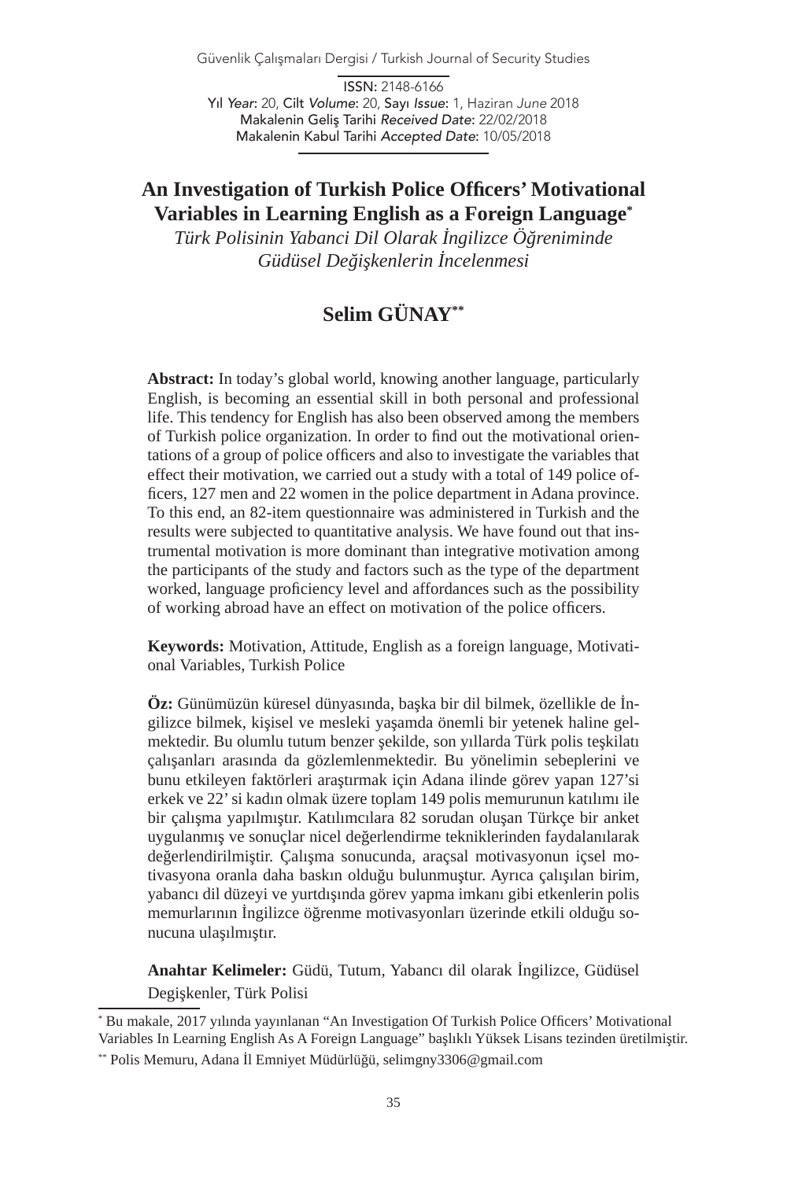ISSN: 2148-6166
Yıl *Year*: 20, Cilt *Volume*: 20, Sayı *Issue*: 1, Haziran *June* 2018
Makalenin Geliş Tarihi *Received Date*: 22/02/2018
Makalenin Kabul Tarihi *Accepted Date*: 10/05/2018

# An Investigation of Turkish Police Officers' Motivational Variables in Learning English as a Foreign Language[*]

*Türk Polisinin Yabanci Dil Olarak İngilizce Öğreniminde Güdüsel Değişkenlerin İncelenmesi*

## Selim GÜNAY[**]

**Abstract:** In today's global world, knowing another language, particularly English, is becoming an essential skill in both personal and professional life. This tendency for English has also been observed among the members of Turkish police organization. In order to find out the motivational orientations of a group of police officers and also to investigate the variables that effect their motivation, we carried out a study with a total of 149 police officers, 127 men and 22 women in the police department in Adana province. To this end, an 82-item questionnaire was administered in Turkish and the results were subjected to quantitative analysis. We have found out that instrumental motivation is more dominant than integrative motivation among the participants of the study and factors such as the type of the department worked, language proficiency level and affordances such as the possibility of working abroad have an effect on motivation of the police officers.

**Keywords:** Motivation, Attitude, English as a foreign language, Motivational Variables, Turkish Police

**Öz:** Günümüzün küresel dünyasında, başka bir dil bilmek, özellikle de İngilizce bilmek, kişisel ve mesleki yaşamda önemli bir yetenek haline gelmektedir. Bu olumlu tutum benzer şekilde, son yıllarda Türk polis teşkilatı çalışanları arasında da gözlemlenmektedir. Bu yönelimin sebeplerini ve bunu etkileyen faktörleri araştırmak için Adana ilinde görev yapan 127'si erkek ve 22' si kadın olmak üzere toplam 149 polis memurunun katılımı ile bir çalışma yapılmıştır. Katılımcılara 82 sorudan oluşan Türkçe bir anket uygulanmış ve sonuçlar nicel değerlendirme tekniklerinden faydalanılarak değerlendirilmiştir. Çalışma sonucunda, araçsal motivasyonun içsel motivasyona oranla daha baskın olduğu bulunmuştur. Ayrıca çalışılan birim, yabancı dil düzeyi ve yurtdışında görev yapma imkanı gibi etkenlerin polis memurlarının İngilizce öğrenme motivasyonları üzerinde etkili olduğu sonucuna ulaşılmıştır.

**Anahtar Kelimeler:** Güdü, Tutum, Yabancı dil olarak İngilizce, Güdüsel Degişkenler, Türk Polisi

---

[*] Bu makale, 2017 yılında yayınlanan "An Investigation Of Turkish Police Officers' Motivational Variables In Learning English As A Foreign Language" başlıklı Yüksek Lisans tezinden üretilmiştir.

[**] Polis Memuru, Adana İl Emniyet Müdürlüğü, selimgny3306@gmail.com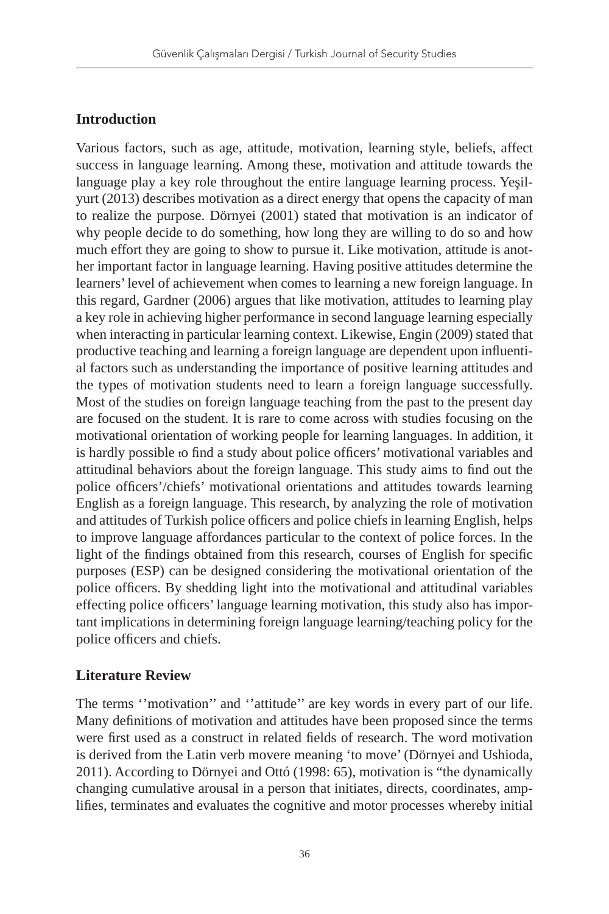## Introduction

Various factors, such as age, attitude, motivation, learning style, beliefs, affect success in language learning. Among these, motivation and attitude towards the language play a key role throughout the entire language learning process. Yeşilyurt (2013) describes motivation as a direct energy that opens the capacity of man to realize the purpose. Dörnyei (2001) stated that motivation is an indicator of why people decide to do something, how long they are willing to do so and how much effort they are going to show to pursue it. Like motivation, attitude is another important factor in language learning. Having positive attitudes determine the learners' level of achievement when comes to learning a new foreign language. In this regard, Gardner (2006) argues that like motivation, attitudes to learning play a key role in achieving higher performance in second language learning especially when interacting in particular learning context. Likewise, Engin (2009) stated that productive teaching and learning a foreign language are dependent upon influential factors such as understanding the importance of positive learning attitudes and the types of motivation students need to learn a foreign language successfully. Most of the studies on foreign language teaching from the past to the present day are focused on the student. It is rare to come across with studies focusing on the motivational orientation of working people for learning languages. In addition, it is hardly possible ıo find a study about police officers' motivational variables and attitudinal behaviors about the foreign language. This study aims to find out the police officers'/chiefs' motivational orientations and attitudes towards learning English as a foreign language. This research, by analyzing the role of motivation and attitudes of Turkish police officers and police chiefs in learning English, helps to improve language affordances particular to the context of police forces. In the light of the findings obtained from this research, courses of English for specific purposes (ESP) can be designed considering the motivational orientation of the police officers. By shedding light into the motivational and attitudinal variables effecting police officers' language learning motivation, this study also has important implications in determining foreign language learning/teaching policy for the police officers and chiefs.

## Literature Review

The terms ''motivation'' and ''attitude'' are key words in every part of our life. Many definitions of motivation and attitudes have been proposed since the terms were first used as a construct in related fields of research. The word motivation is derived from the Latin verb movere meaning 'to move' (Dörnyei and Ushioda, 2011). According to Dörnyei and Ottó (1998: 65), motivation is "the dynamically changing cumulative arousal in a person that initiates, directs, coordinates, amplifies, terminates and evaluates the cognitive and motor processes whereby initial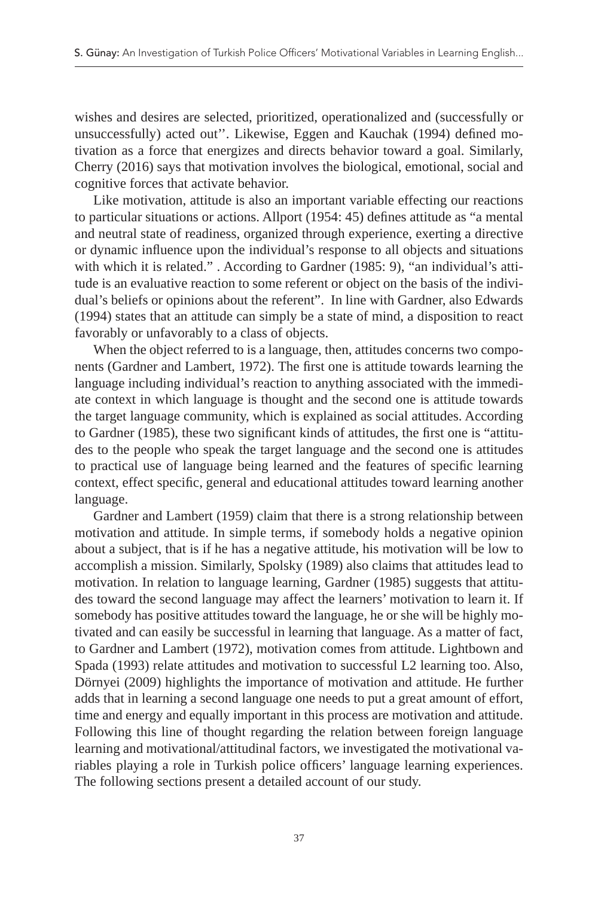wishes and desires are selected, prioritized, operationalized and (successfully or unsuccessfully) acted out''. Likewise, Eggen and Kauchak (1994) defined motivation as a force that energizes and directs behavior toward a goal. Similarly, Cherry (2016) says that motivation involves the biological, emotional, social and cognitive forces that activate behavior.

Like motivation, attitude is also an important variable effecting our reactions to particular situations or actions. Allport (1954: 45) defines attitude as "a mental and neutral state of readiness, organized through experience, exerting a directive or dynamic influence upon the individual's response to all objects and situations with which it is related." . According to Gardner (1985: 9), "an individual's attitude is an evaluative reaction to some referent or object on the basis of the individual's beliefs or opinions about the referent". In line with Gardner, also Edwards (1994) states that an attitude can simply be a state of mind, a disposition to react favorably or unfavorably to a class of objects.

When the object referred to is a language, then, attitudes concerns two components (Gardner and Lambert, 1972). The first one is attitude towards learning the language including individual's reaction to anything associated with the immediate context in which language is thought and the second one is attitude towards the target language community, which is explained as social attitudes. According to Gardner (1985), these two significant kinds of attitudes, the first one is "attitudes to the people who speak the target language and the second one is attitudes to practical use of language being learned and the features of specific learning context, effect specific, general and educational attitudes toward learning another language.

Gardner and Lambert (1959) claim that there is a strong relationship between motivation and attitude. In simple terms, if somebody holds a negative opinion about a subject, that is if he has a negative attitude, his motivation will be low to accomplish a mission. Similarly, Spolsky (1989) also claims that attitudes lead to motivation. In relation to language learning, Gardner (1985) suggests that attitudes toward the second language may affect the learners' motivation to learn it. If somebody has positive attitudes toward the language, he or she will be highly motivated and can easily be successful in learning that language. As a matter of fact, to Gardner and Lambert (1972), motivation comes from attitude. Lightbown and Spada (1993) relate attitudes and motivation to successful L2 learning too. Also, Dörnyei (2009) highlights the importance of motivation and attitude. He further adds that in learning a second language one needs to put a great amount of effort, time and energy and equally important in this process are motivation and attitude. Following this line of thought regarding the relation between foreign language learning and motivational/attitudinal factors, we investigated the motivational variables playing a role in Turkish police officers' language learning experiences. The following sections present a detailed account of our study.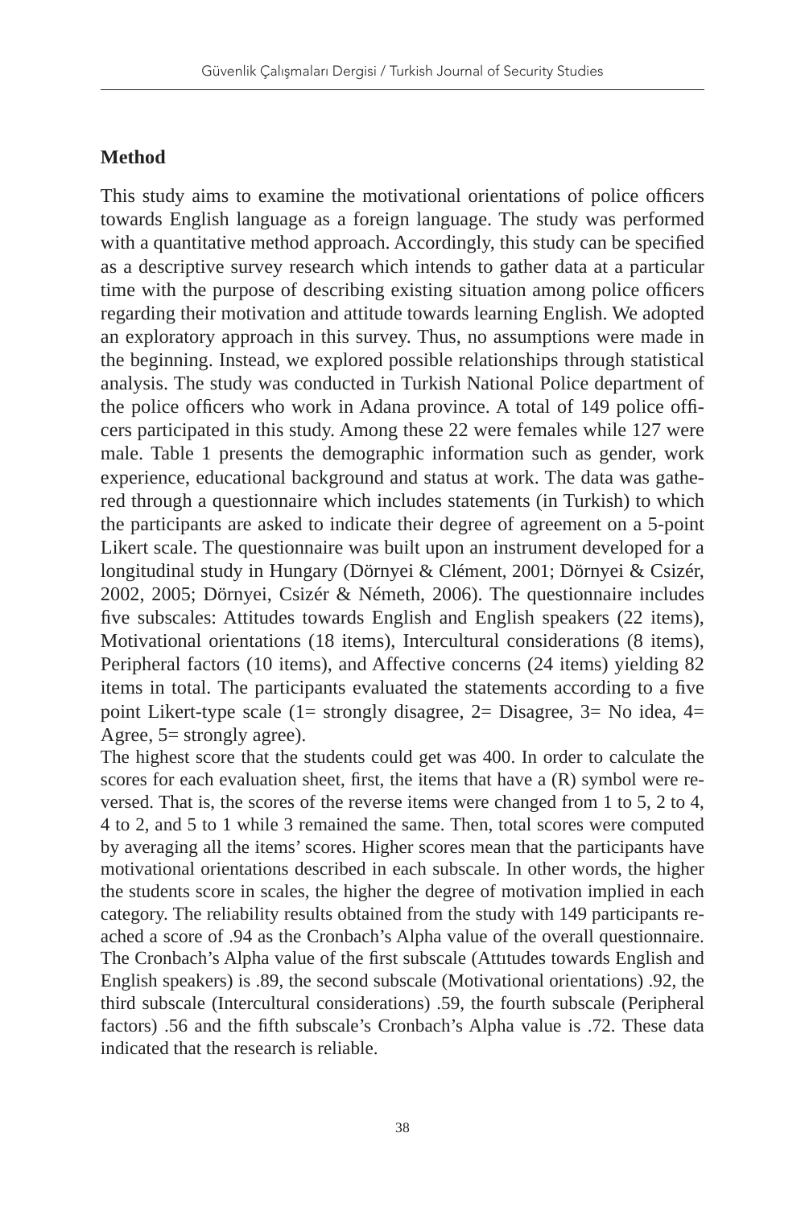## Method

This study aims to examine the motivational orientations of police officers towards English language as a foreign language. The study was performed with a quantitative method approach. Accordingly, this study can be specified as a descriptive survey research which intends to gather data at a particular time with the purpose of describing existing situation among police officers regarding their motivation and attitude towards learning English. We adopted an exploratory approach in this survey. Thus, no assumptions were made in the beginning. Instead, we explored possible relationships through statistical analysis. The study was conducted in Turkish National Police department of the police officers who work in Adana province. A total of 149 police officers participated in this study. Among these 22 were females while 127 were male. Table 1 presents the demographic information such as gender, work experience, educational background and status at work. The data was gathered through a questionnaire which includes statements (in Turkish) to which the participants are asked to indicate their degree of agreement on a 5-point Likert scale. The questionnaire was built upon an instrument developed for a longitudinal study in Hungary (Dörnyei & Clément, 2001; Dörnyei & Csizér, 2002, 2005; Dörnyei, Csizér & Németh, 2006). The questionnaire includes five subscales: Attitudes towards English and English speakers (22 items), Motivational orientations (18 items), Intercultural considerations (8 items), Peripheral factors (10 items), and Affective concerns (24 items) yielding 82 items in total. The participants evaluated the statements according to a five point Likert-type scale (1= strongly disagree, 2= Disagree, 3= No idea, 4= Agree, 5= strongly agree).

The highest score that the students could get was 400. In order to calculate the scores for each evaluation sheet, first, the items that have a (R) symbol were reversed. That is, the scores of the reverse items were changed from 1 to 5, 2 to 4, 4 to 2, and 5 to 1 while 3 remained the same. Then, total scores were computed by averaging all the items' scores. Higher scores mean that the participants have motivational orientations described in each subscale. In other words, the higher the students score in scales, the higher the degree of motivation implied in each category. The reliability results obtained from the study with 149 participants reached a score of .94 as the Cronbach's Alpha value of the overall questionnaire. The Cronbach's Alpha value of the first subscale (Attıtudes towards English and English speakers) is .89, the second subscale (Motivational orientations) .92, the third subscale (Intercultural considerations) .59, the fourth subscale (Peripheral factors) .56 and the fifth subscale's Cronbach's Alpha value is .72. These data indicated that the research is reliable.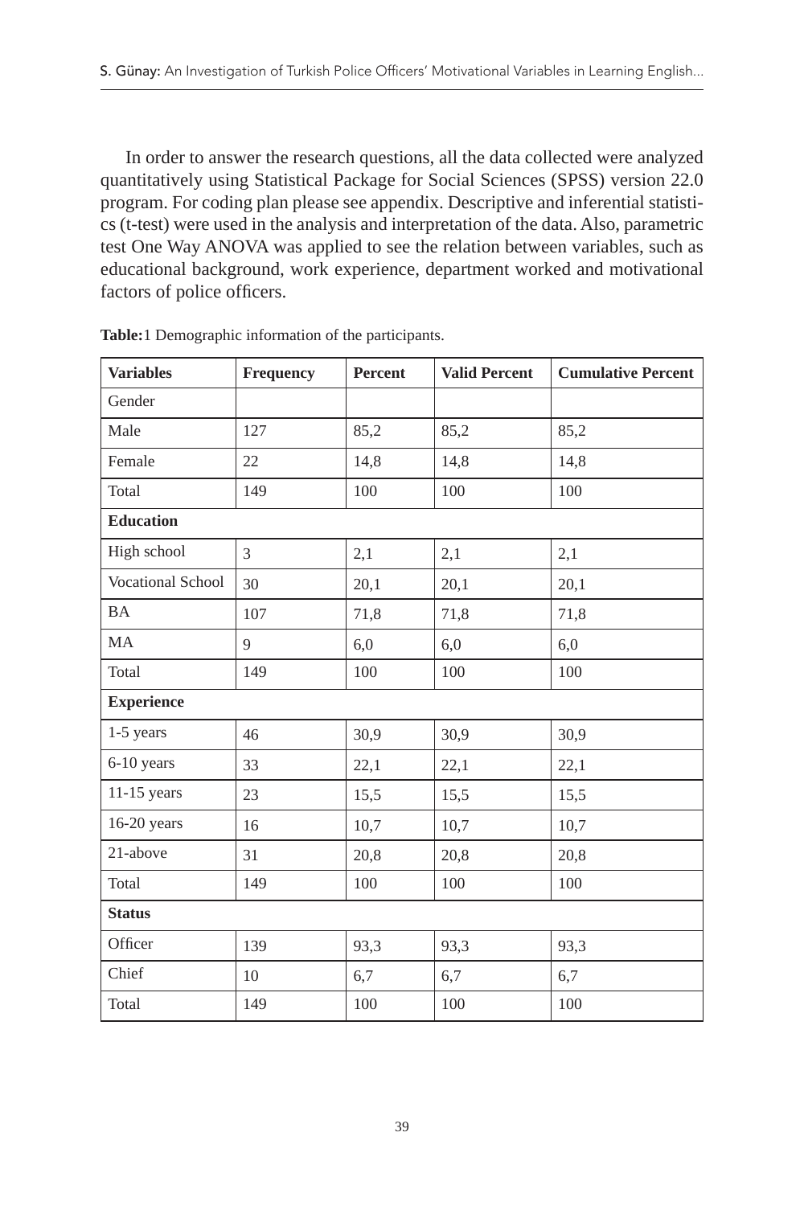In order to answer the research questions, all the data collected were analyzed quantitatively using Statistical Package for Social Sciences (SPSS) version 22.0 program. For coding plan please see appendix. Descriptive and inferential statistics (t-test) were used in the analysis and interpretation of the data. Also, parametric test One Way ANOVA was applied to see the relation between variables, such as educational background, work experience, department worked and motivational factors of police officers.

**Table:**1 Demographic information of the participants.

| **Variables** | **Frequency** | **Percent** | **Valid Percent** | **Cumulative Percent** |
|---|---|---|---|---|
| Gender | | | | |
| Male | 127 | 85,2 | 85,2 | 85,2 |
| Female | 22 | 14,8 | 14,8 | 14,8 |
| Total | 149 | 100 | 100 | 100 |
| **Education** | | | | |
| High school | 3 | 2,1 | 2,1 | 2,1 |
| Vocational School | 30 | 20,1 | 20,1 | 20,1 |
| BA | 107 | 71,8 | 71,8 | 71,8 |
| MA | 9 | 6,0 | 6,0 | 6,0 |
| Total | 149 | 100 | 100 | 100 |
| **Experience** | | | | |
| 1-5 years | 46 | 30,9 | 30,9 | 30,9 |
| 6-10 years | 33 | 22,1 | 22,1 | 22,1 |
| 11-15 years | 23 | 15,5 | 15,5 | 15,5 |
| 16-20 years | 16 | 10,7 | 10,7 | 10,7 |
| 21-above | 31 | 20,8 | 20,8 | 20,8 |
| Total | 149 | 100 | 100 | 100 |
| **Status** | | | | |
| Officer | 139 | 93,3 | 93,3 | 93,3 |
| Chief | 10 | 6,7 | 6,7 | 6,7 |
| Total | 149 | 100 | 100 | 100 |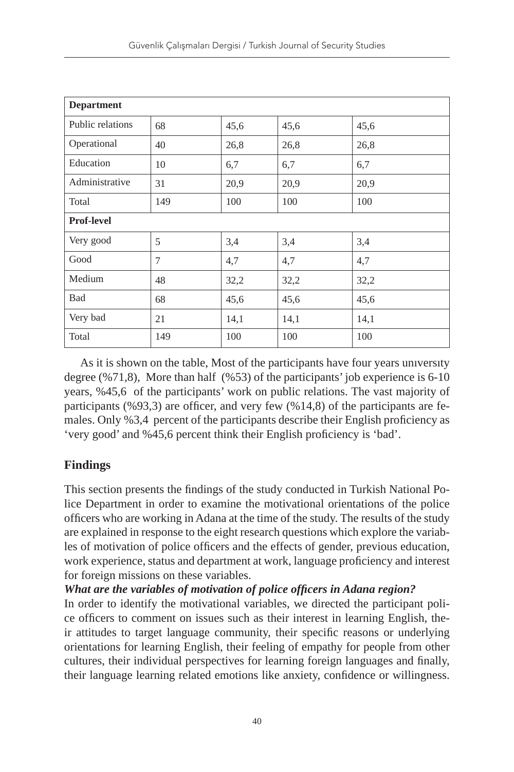| Department | | | | |
|---|---|---|---|---|
| Public relations | 68 | 45,6 | 45,6 | 45,6 |
| Operational | 40 | 26,8 | 26,8 | 26,8 |
| Education | 10 | 6,7 | 6,7 | 6,7 |
| Administrative | 31 | 20,9 | 20,9 | 20,9 |
| Total | 149 | 100 | 100 | 100 |
| **Prof-level** | | | | |
| Very good | 5 | 3,4 | 3,4 | 3,4 |
| Good | 7 | 4,7 | 4,7 | 4,7 |
| Medium | 48 | 32,2 | 32,2 | 32,2 |
| Bad | 68 | 45,6 | 45,6 | 45,6 |
| Very bad | 21 | 14,1 | 14,1 | 14,1 |
| Total | 149 | 100 | 100 | 100 |

As it is shown on the table, Most of the participants have four years unıversıty degree (%71,8), More than half (%53) of the participants' job experience is 6-10 years, %45,6 of the participants' work on public relations. The vast majority of participants (%93,3) are officer, and very few (%14,8) of the participants are females. Only %3,4 percent of the participants describe their English proficiency as 'very good' and %45,6 percent think their English proficiency is 'bad'.

## Findings

This section presents the findings of the study conducted in Turkish National Police Department in order to examine the motivational orientations of the police officers who are working in Adana at the time of the study. The results of the study are explained in response to the eight research questions which explore the variables of motivation of police officers and the effects of gender, previous education, work experience, status and department at work, language proficiency and interest for foreign missions on these variables.

***What are the variables of motivation of police officers in Adana region?***

In order to identify the motivational variables, we directed the participant police officers to comment on issues such as their interest in learning English, their attitudes to target language community, their specific reasons or underlying orientations for learning English, their feeling of empathy for people from other cultures, their individual perspectives for learning foreign languages and finally, their language learning related emotions like anxiety, confidence or willingness.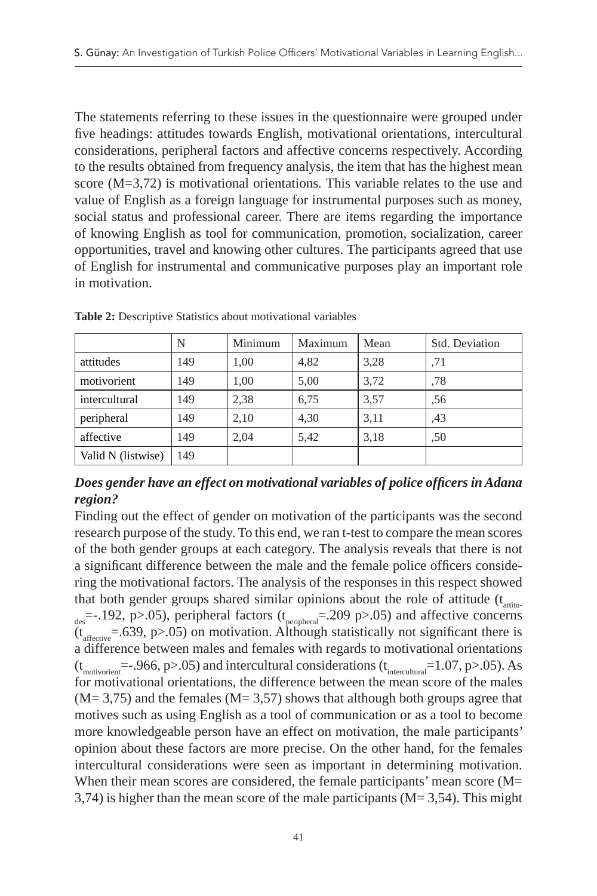The statements referring to these issues in the questionnaire were grouped under five headings: attitudes towards English, motivational orientations, intercultural considerations, peripheral factors and affective concerns respectively. According to the results obtained from frequency analysis, the item that has the highest mean score (M=3,72) is motivational orientations. This variable relates to the use and value of English as a foreign language for instrumental purposes such as money, social status and professional career. There are items regarding the importance of knowing English as tool for communication, promotion, socialization, career opportunities, travel and knowing other cultures. The participants agreed that use of English for instrumental and communicative purposes play an important role in motivation.

**Table 2:** Descriptive Statistics about motivational variables

| | N | Minimum | Maximum | Mean | Std. Deviation |
|---|---|---|---|---|---|
| attitudes | 149 | 1,00 | 4,82 | 3,28 | ,71 |
| motivorient | 149 | 1,00 | 5,00 | 3,72 | ,78 |
| intercultural | 149 | 2,38 | 6,75 | 3,57 | ,56 |
| peripheral | 149 | 2,10 | 4,30 | 3,11 | ,43 |
| affective | 149 | 2,04 | 5,42 | 3,18 | ,50 |
| Valid N (listwise) | 149 | | | | |

***Does gender have an effect on motivational variables of police officers in Adana region?***

Finding out the effect of gender on motivation of the participants was the second research purpose of the study. To this end, we ran t-test to compare the mean scores of the both gender groups at each category. The analysis reveals that there is not a significant difference between the male and the female police officers considering the motivational factors. The analysis of the responses in this respect showed that both gender groups shared similar opinions about the role of attitude ($t_{attitudes}$=-.192, p>.05), peripheral factors ($t_{peripheral}$=.209 p>.05) and affective concerns ($t_{affective}$=.639, p>.05) on motivation. Although statistically not significant there is a difference between males and females with regards to motivational orientations ($t_{motivorient}$=-.966, p>.05) and intercultural considerations ($t_{intercultural}$=1.07, p>.05). As for motivational orientations, the difference between the mean score of the males (M= 3,75) and the females (M= 3,57) shows that although both groups agree that motives such as using English as a tool of communication or as a tool to become more knowledgeable person have an effect on motivation, the male participants' opinion about these factors are more precise. On the other hand, for the females intercultural considerations were seen as important in determining motivation. When their mean scores are considered, the female participants' mean score (M= 3,74) is higher than the mean score of the male participants (M= 3,54). This might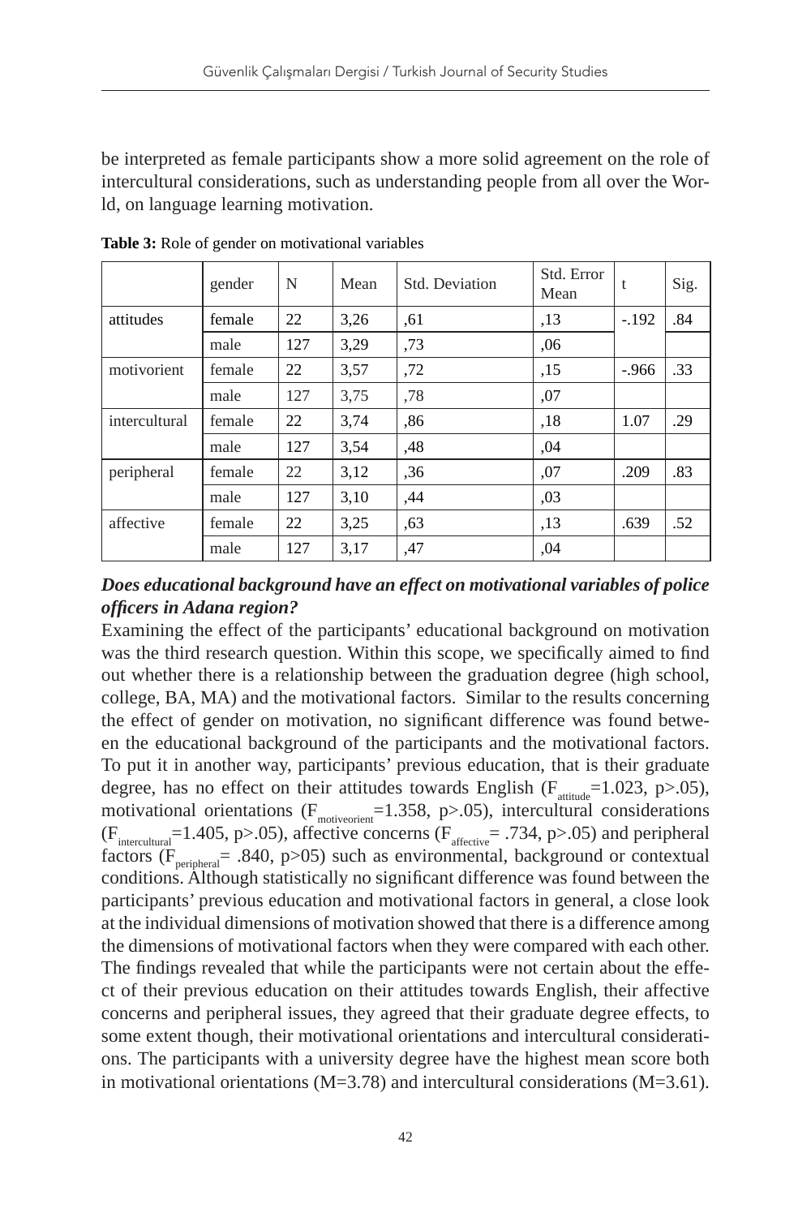be interpreted as female participants show a more solid agreement on the role of intercultural considerations, such as understanding people from all over the World, on language learning motivation.

**Table 3:** Role of gender on motivational variables

| | gender | N | Mean | Std. Deviation | Std. Error Mean | t | Sig. |
|---|---|---|---|---|---|---|---|
| attitudes | female | 22 | 3,26 | ,61 | ,13 | -.192 | .84 |
| | male | 127 | 3,29 | ,73 | ,06 | | |
| motivorient | female | 22 | 3,57 | ,72 | ,15 | -.966 | .33 |
| | male | 127 | 3,75 | ,78 | ,07 | | |
| intercultural | female | 22 | 3,74 | ,86 | ,18 | 1.07 | .29 |
| | male | 127 | 3,54 | ,48 | ,04 | | |
| peripheral | female | 22 | 3,12 | ,36 | ,07 | .209 | .83 |
| | male | 127 | 3,10 | ,44 | ,03 | | |
| affective | female | 22 | 3,25 | ,63 | ,13 | .639 | .52 |
| | male | 127 | 3,17 | ,47 | ,04 | | |

***Does educational background have an effect on motivational variables of police officers in Adana region?***

Examining the effect of the participants' educational background on motivation was the third research question. Within this scope, we specifically aimed to find out whether there is a relationship between the graduation degree (high school, college, BA, MA) and the motivational factors. Similar to the results concerning the effect of gender on motivation, no significant difference was found between the educational background of the participants and the motivational factors. To put it in another way, participants' previous education, that is their graduate degree, has no effect on their attitudes towards English ($F_{attitude}$=1.023, p>.05), motivational orientations ($F_{motiveorient}$=1.358, p>.05), intercultural considerations ($F_{intercultural}$=1.405, p>.05), affective concerns ($F_{affective}$= .734, p>.05) and peripheral factors ($F_{peripheral}$= .840, p>05) such as environmental, background or contextual conditions. Although statistically no significant difference was found between the participants' previous education and motivational factors in general, a close look at the individual dimensions of motivation showed that there is a difference among the dimensions of motivational factors when they were compared with each other. The findings revealed that while the participants were not certain about the effect of their previous education on their attitudes towards English, their affective concerns and peripheral issues, they agreed that their graduate degree effects, to some extent though, their motivational orientations and intercultural considerations. The participants with a university degree have the highest mean score both in motivational orientations (M=3.78) and intercultural considerations (M=3.61).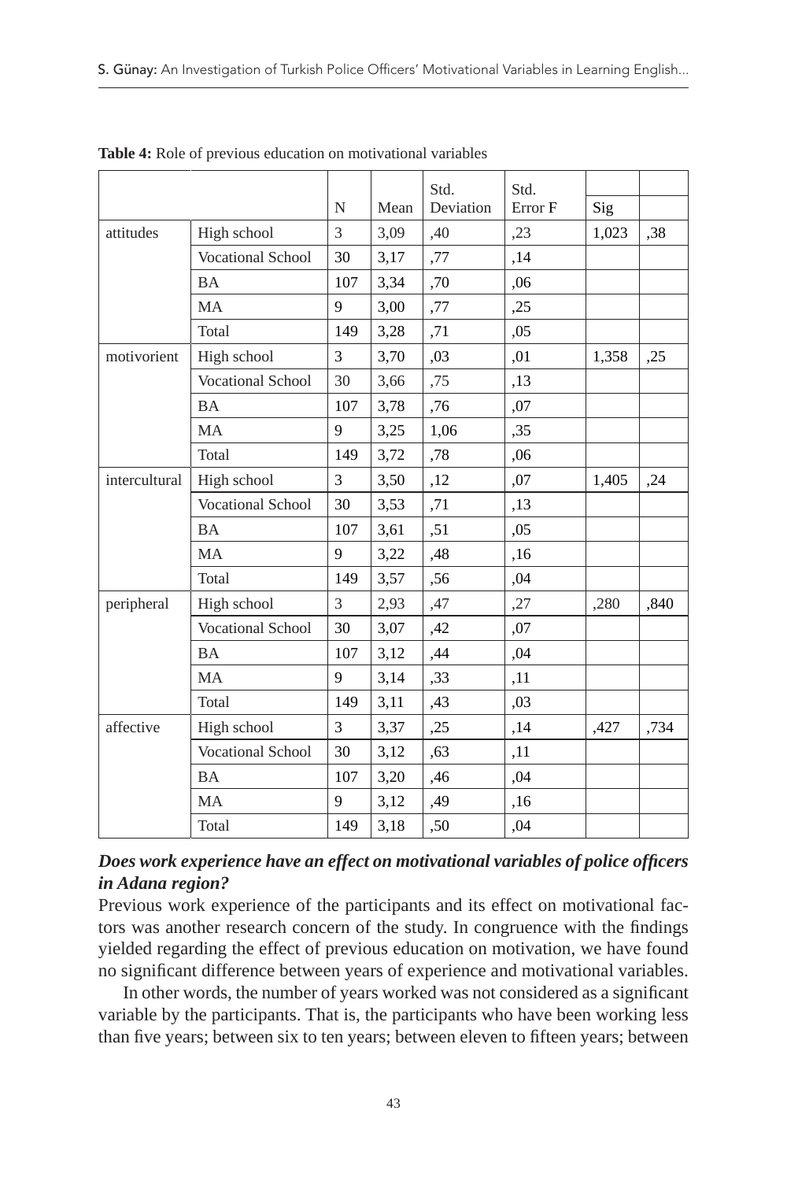**Table 4:** Role of previous education on motivational variables

| | | N | Mean | Std. Deviation | Std. Error F | Sig | |
|---|---|---|---|---|---|---|---|
| attitudes | High school | 3 | 3,09 | ,40 | ,23 | 1,023 | ,38 |
| | Vocational School | 30 | 3,17 | ,77 | ,14 | | |
| | BA | 107 | 3,34 | ,70 | ,06 | | |
| | MA | 9 | 3,00 | ,77 | ,25 | | |
| | Total | 149 | 3,28 | ,71 | ,05 | | |
| motivorient | High school | 3 | 3,70 | ,03 | ,01 | 1,358 | ,25 |
| | Vocational School | 30 | 3,66 | ,75 | ,13 | | |
| | BA | 107 | 3,78 | ,76 | ,07 | | |
| | MA | 9 | 3,25 | 1,06 | ,35 | | |
| | Total | 149 | 3,72 | ,78 | ,06 | | |
| intercultural | High school | 3 | 3,50 | ,12 | ,07 | 1,405 | ,24 |
| | Vocational School | 30 | 3,53 | ,71 | ,13 | | |
| | BA | 107 | 3,61 | ,51 | ,05 | | |
| | MA | 9 | 3,22 | ,48 | ,16 | | |
| | Total | 149 | 3,57 | ,56 | ,04 | | |
| peripheral | High school | 3 | 2,93 | ,47 | ,27 | ,280 | ,840 |
| | Vocational School | 30 | 3,07 | ,42 | ,07 | | |
| | BA | 107 | 3,12 | ,44 | ,04 | | |
| | MA | 9 | 3,14 | ,33 | ,11 | | |
| | Total | 149 | 3,11 | ,43 | ,03 | | |
| affective | High school | 3 | 3,37 | ,25 | ,14 | ,427 | ,734 |
| | Vocational School | 30 | 3,12 | ,63 | ,11 | | |
| | BA | 107 | 3,20 | ,46 | ,04 | | |
| | MA | 9 | 3,12 | ,49 | ,16 | | |
| | Total | 149 | 3,18 | ,50 | ,04 | | |

***Does work experience have an effect on motivational variables of police officers in Adana region?***

Previous work experience of the participants and its effect on motivational factors was another research concern of the study. In congruence with the findings yielded regarding the effect of previous education on motivation, we have found no significant difference between years of experience and motivational variables.

In other words, the number of years worked was not considered as a significant variable by the participants. That is, the participants who have been working less than five years; between six to ten years; between eleven to fifteen years; between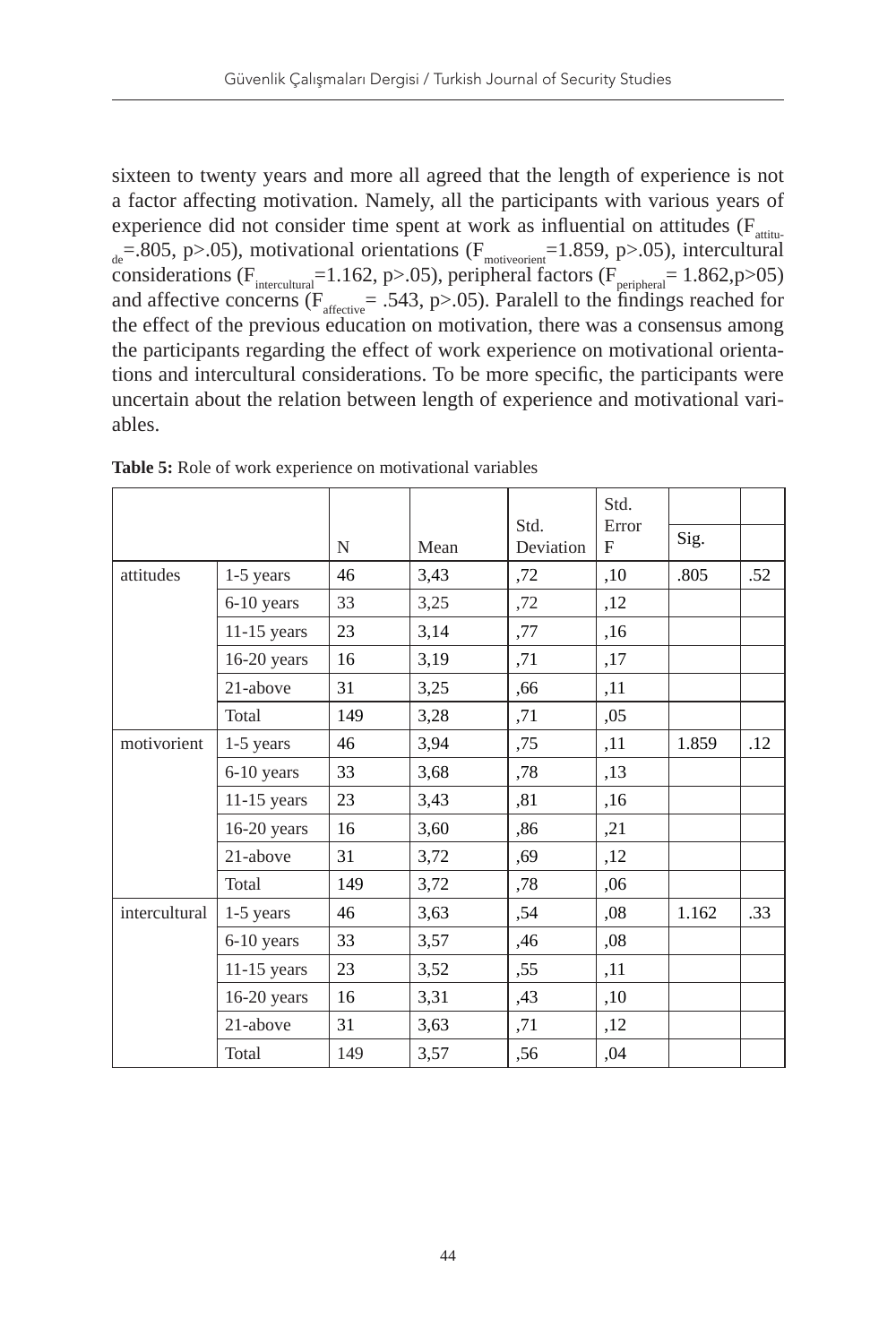sixteen to twenty years and more all agreed that the length of experience is not a factor affecting motivation. Namely, all the participants with various years of experience did not consider time spent at work as influential on attitudes ($F_{attitude}$=.805, p>.05), motivational orientations ($F_{motiveorient}$=1.859, p>.05), intercultural considerations ($F_{intercultural}$=1.162, p>.05), peripheral factors ($F_{peripheral}$= 1.862,p>05) and affective concerns ($F_{affective}$= .543, p>.05). Paralell to the findings reached for the effect of the previous education on motivation, there was a consensus among the participants regarding the effect of work experience on motivational orientations and intercultural considerations. To be more specific, the participants were uncertain about the relation between length of experience and motivational variables.

**Table 5:** Role of work experience on motivational variables

| | | N | Mean | Std. Deviation | Std. Error F | Sig. | |
|---|---|---|---|---|---|---|---|
| attitudes | 1-5 years | 46 | 3,43 | ,72 | ,10 | .805 | .52 |
| | 6-10 years | 33 | 3,25 | ,72 | ,12 | | |
| | 11-15 years | 23 | 3,14 | ,77 | ,16 | | |
| | 16-20 years | 16 | 3,19 | ,71 | ,17 | | |
| | 21-above | 31 | 3,25 | ,66 | ,11 | | |
| | Total | 149 | 3,28 | ,71 | ,05 | | |
| motivorient | 1-5 years | 46 | 3,94 | ,75 | ,11 | 1.859 | .12 |
| | 6-10 years | 33 | 3,68 | ,78 | ,13 | | |
| | 11-15 years | 23 | 3,43 | ,81 | ,16 | | |
| | 16-20 years | 16 | 3,60 | ,86 | ,21 | | |
| | 21-above | 31 | 3,72 | ,69 | ,12 | | |
| | Total | 149 | 3,72 | ,78 | ,06 | | |
| intercultural | 1-5 years | 46 | 3,63 | ,54 | ,08 | 1.162 | .33 |
| | 6-10 years | 33 | 3,57 | ,46 | ,08 | | |
| | 11-15 years | 23 | 3,52 | ,55 | ,11 | | |
| | 16-20 years | 16 | 3,31 | ,43 | ,10 | | |
| | 21-above | 31 | 3,63 | ,71 | ,12 | | |
| | Total | 149 | 3,57 | ,56 | ,04 | | |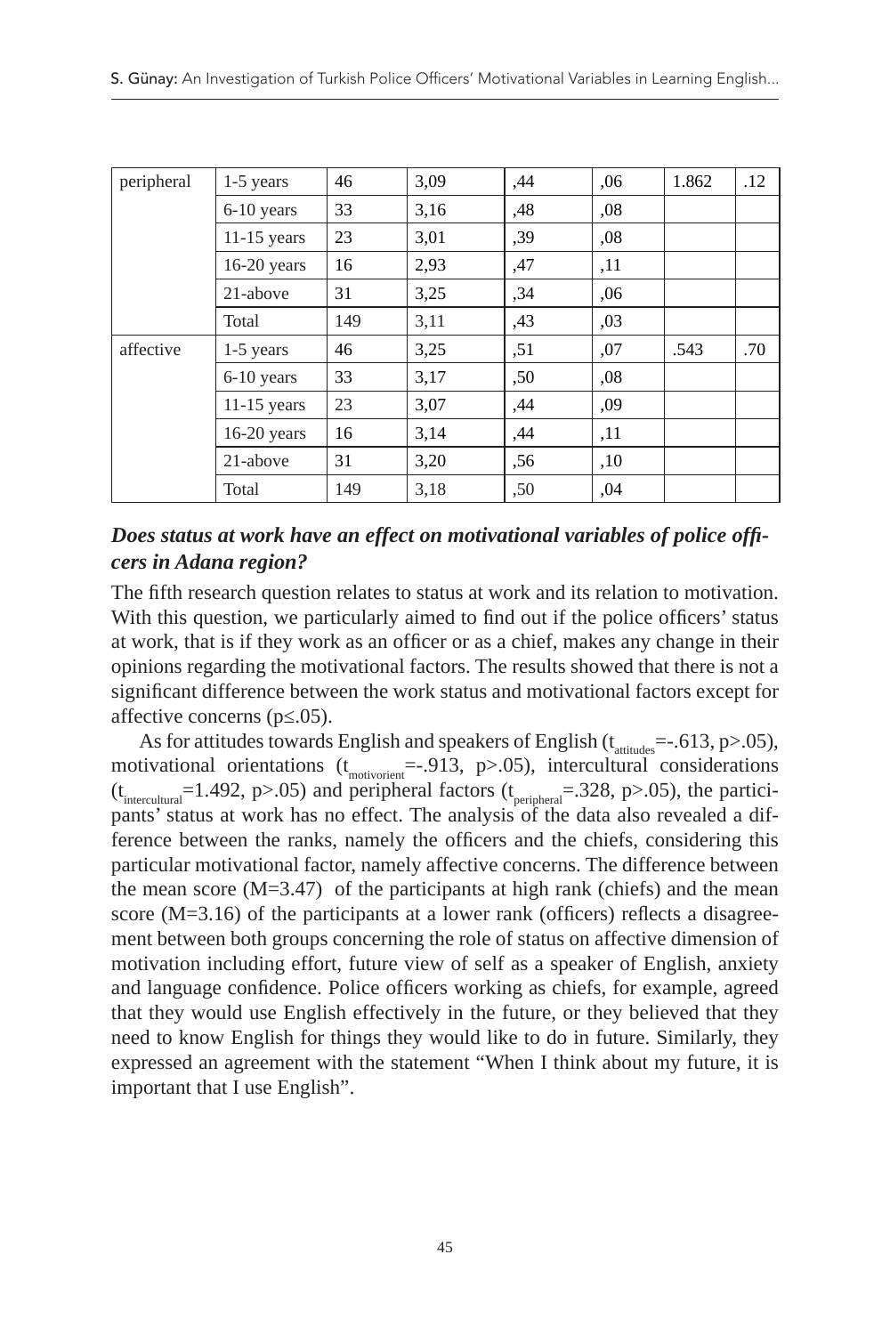| peripheral | 1-5 years | 46 | 3,09 | ,44 | ,06 | 1.862 | .12 |
|---|---|---|---|---|---|---|---|
| | 6-10 years | 33 | 3,16 | ,48 | ,08 | | |
| | 11-15 years | 23 | 3,01 | ,39 | ,08 | | |
| | 16-20 years | 16 | 2,93 | ,47 | ,11 | | |
| | 21-above | 31 | 3,25 | ,34 | ,06 | | |
| | Total | 149 | 3,11 | ,43 | ,03 | | |
| affective | 1-5 years | 46 | 3,25 | ,51 | ,07 | .543 | .70 |
| | 6-10 years | 33 | 3,17 | ,50 | ,08 | | |
| | 11-15 years | 23 | 3,07 | ,44 | ,09 | | |
| | 16-20 years | 16 | 3,14 | ,44 | ,11 | | |
| | 21-above | 31 | 3,20 | ,56 | ,10 | | |
| | Total | 149 | 3,18 | ,50 | ,04 | | |

### *Does status at work have an effect on motivational variables of police officers in Adana region?*

The fifth research question relates to status at work and its relation to motivation. With this question, we particularly aimed to find out if the police officers' status at work, that is if they work as an officer or as a chief, makes any change in their opinions regarding the motivational factors. The results showed that there is not a significant difference between the work status and motivational factors except for affective concerns ($p \leq .05$).

As for attitudes towards English and speakers of English ($t_{attitudes}=-.613$, $p>.05$), motivational orientations ($t_{motivorient}=-.913$, $p>.05$), intercultural considerations ($t_{intercultural}=1.492$, $p>.05$) and peripheral factors ($t_{peripheral}=.328$, $p>.05$), the participants' status at work has no effect. The analysis of the data also revealed a difference between the ranks, namely the officers and the chiefs, considering this particular motivational factor, namely affective concerns. The difference between the mean score ($M=3.47$) of the participants at high rank (chiefs) and the mean score ($M=3.16$) of the participants at a lower rank (officers) reflects a disagreement between both groups concerning the role of status on affective dimension of motivation including effort, future view of self as a speaker of English, anxiety and language confidence. Police officers working as chiefs, for example, agreed that they would use English effectively in the future, or they believed that they need to know English for things they would like to do in future. Similarly, they expressed an agreement with the statement "When I think about my future, it is important that I use English".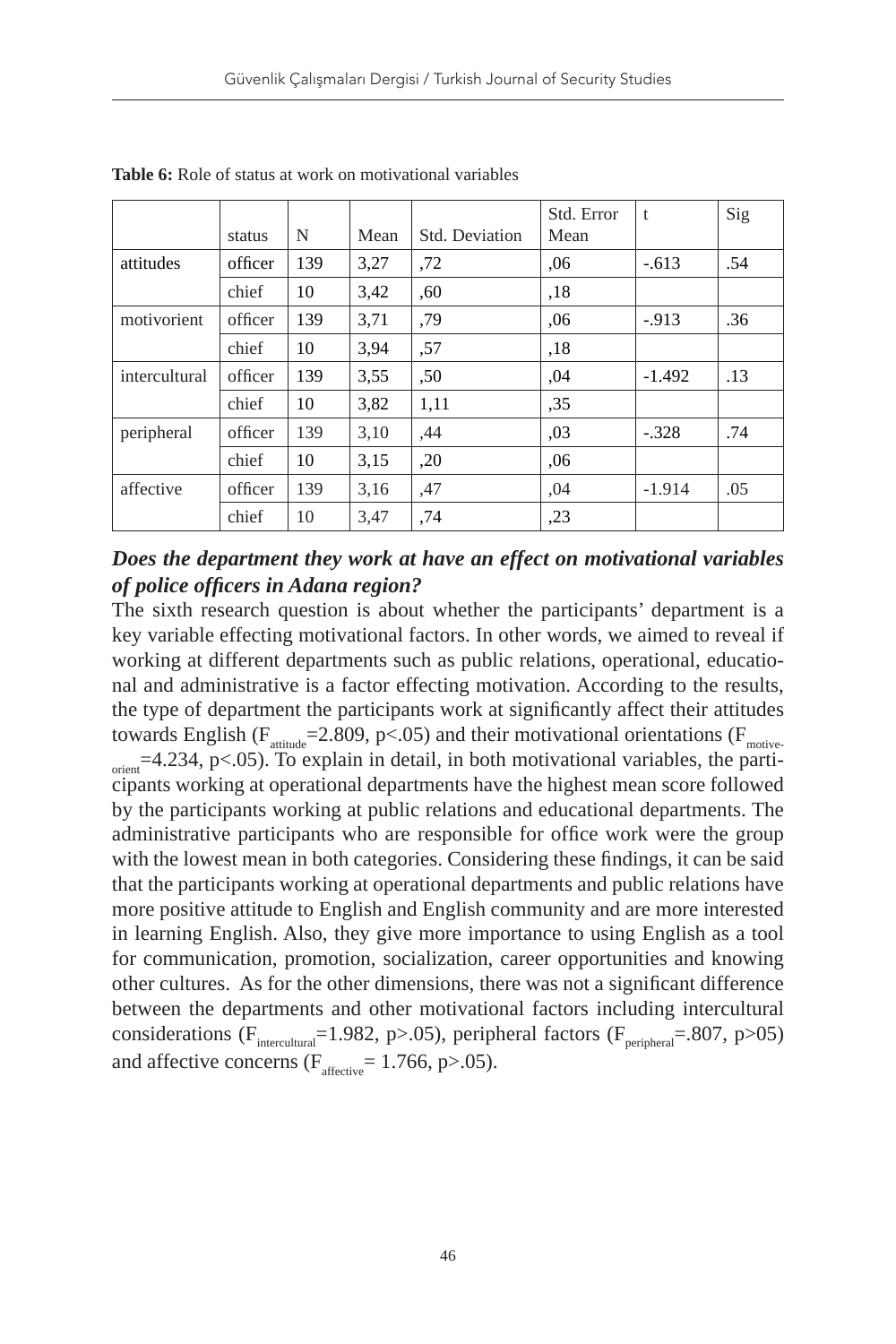**Table 6:** Role of status at work on motivational variables

| | status | N | Mean | Std. Deviation | Std. Error Mean | t | Sig |
|---|---|---|---|---|---|---|---|
| attitudes | officer | 139 | 3,27 | ,72 | ,06 | -.613 | .54 |
| | chief | 10 | 3,42 | ,60 | ,18 | | |
| motivorient | officer | 139 | 3,71 | ,79 | ,06 | -.913 | .36 |
| | chief | 10 | 3,94 | ,57 | ,18 | | |
| intercultural | officer | 139 | 3,55 | ,50 | ,04 | -1.492 | .13 |
| | chief | 10 | 3,82 | 1,11 | ,35 | | |
| peripheral | officer | 139 | 3,10 | ,44 | ,03 | -.328 | .74 |
| | chief | 10 | 3,15 | ,20 | ,06 | | |
| affective | officer | 139 | 3,16 | ,47 | ,04 | -1.914 | .05 |
| | chief | 10 | 3,47 | ,74 | ,23 | | |

***Does the department they work at have an effect on motivational variables of police officers in Adana region?***

The sixth research question is about whether the participants' department is a key variable effecting motivational factors. In other words, we aimed to reveal if working at different departments such as public relations, operational, educational and administrative is a factor effecting motivation. According to the results, the type of department the participants work at significantly affect their attitudes towards English ($F_{attitude}=2.809$, $p<.05$) and their motivational orientations ($F_{motive\text{-}orient}=4.234$, $p<.05$). To explain in detail, in both motivational variables, the participants working at operational departments have the highest mean score followed by the participants working at public relations and educational departments. The administrative participants who are responsible for office work were the group with the lowest mean in both categories. Considering these findings, it can be said that the participants working at operational departments and public relations have more positive attitude to English and English community and are more interested in learning English. Also, they give more importance to using English as a tool for communication, promotion, socialization, career opportunities and knowing other cultures. As for the other dimensions, there was not a significant difference between the departments and other motivational factors including intercultural considerations ($F_{intercultural}=1.982$, $p>.05$), peripheral factors ($F_{peripheral}=.807$, $p>05$) and affective concerns ($F_{affective}= 1.766$, $p>.05$).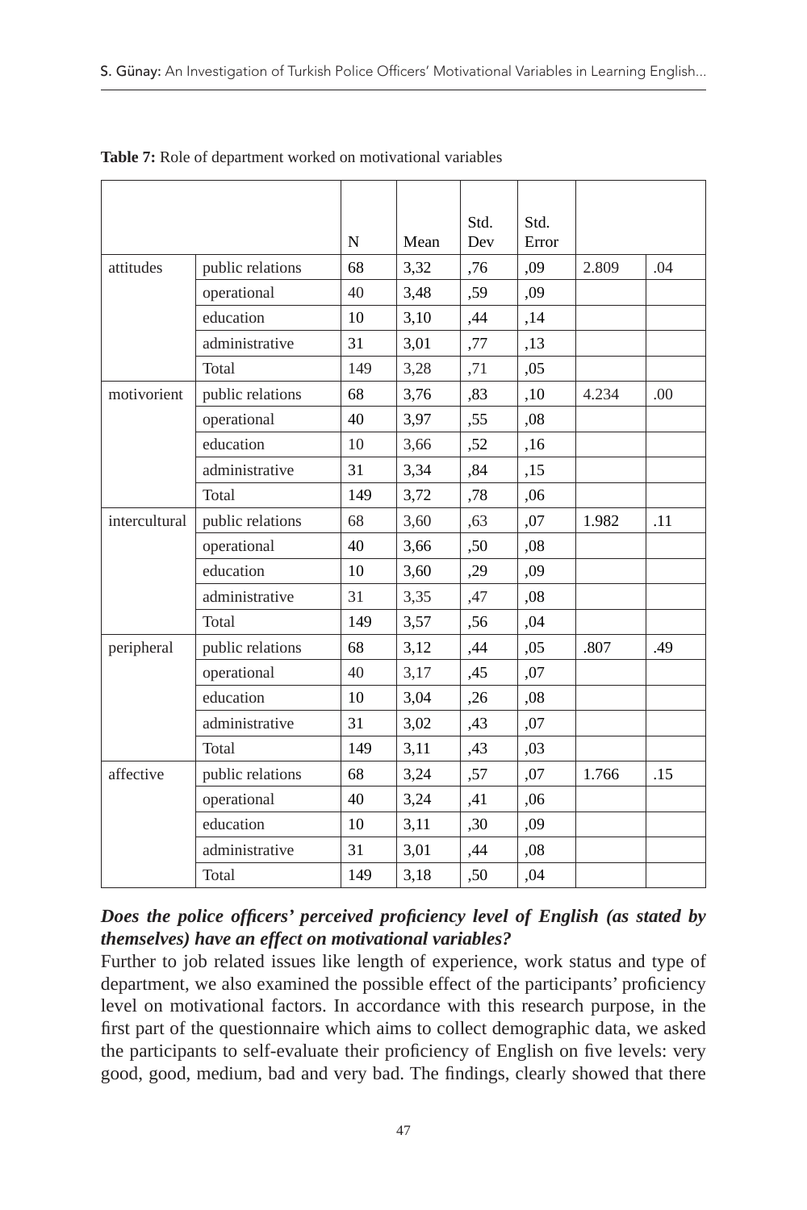**Table 7:** Role of department worked on motivational variables

| | | N | Mean | Std. Dev | Std. Error | | |
|---|---|---|---|---|---|---|---|
| attitudes | public relations | 68 | 3,32 | ,76 | ,09 | 2.809 | .04 |
| | operational | 40 | 3,48 | ,59 | ,09 | | |
| | education | 10 | 3,10 | ,44 | ,14 | | |
| | administrative | 31 | 3,01 | ,77 | ,13 | | |
| | Total | 149 | 3,28 | ,71 | ,05 | | |
| motivorient | public relations | 68 | 3,76 | ,83 | ,10 | 4.234 | .00 |
| | operational | 40 | 3,97 | ,55 | ,08 | | |
| | education | 10 | 3,66 | ,52 | ,16 | | |
| | administrative | 31 | 3,34 | ,84 | ,15 | | |
| | Total | 149 | 3,72 | ,78 | ,06 | | |
| intercultural | public relations | 68 | 3,60 | ,63 | ,07 | 1.982 | .11 |
| | operational | 40 | 3,66 | ,50 | ,08 | | |
| | education | 10 | 3,60 | ,29 | ,09 | | |
| | administrative | 31 | 3,35 | ,47 | ,08 | | |
| | Total | 149 | 3,57 | ,56 | ,04 | | |
| peripheral | public relations | 68 | 3,12 | ,44 | ,05 | .807 | .49 |
| | operational | 40 | 3,17 | ,45 | ,07 | | |
| | education | 10 | 3,04 | ,26 | ,08 | | |
| | administrative | 31 | 3,02 | ,43 | ,07 | | |
| | Total | 149 | 3,11 | ,43 | ,03 | | |
| affective | public relations | 68 | 3,24 | ,57 | ,07 | 1.766 | .15 |
| | operational | 40 | 3,24 | ,41 | ,06 | | |
| | education | 10 | 3,11 | ,30 | ,09 | | |
| | administrative | 31 | 3,01 | ,44 | ,08 | | |
| | Total | 149 | 3,18 | ,50 | ,04 | | |

***Does the police officers' perceived proficiency level of English (as stated by themselves) have an effect on motivational variables?***

Further to job related issues like length of experience, work status and type of department, we also examined the possible effect of the participants' proficiency level on motivational factors. In accordance with this research purpose, in the first part of the questionnaire which aims to collect demographic data, we asked the participants to self-evaluate their proficiency of English on five levels: very good, good, medium, bad and very bad. The findings, clearly showed that there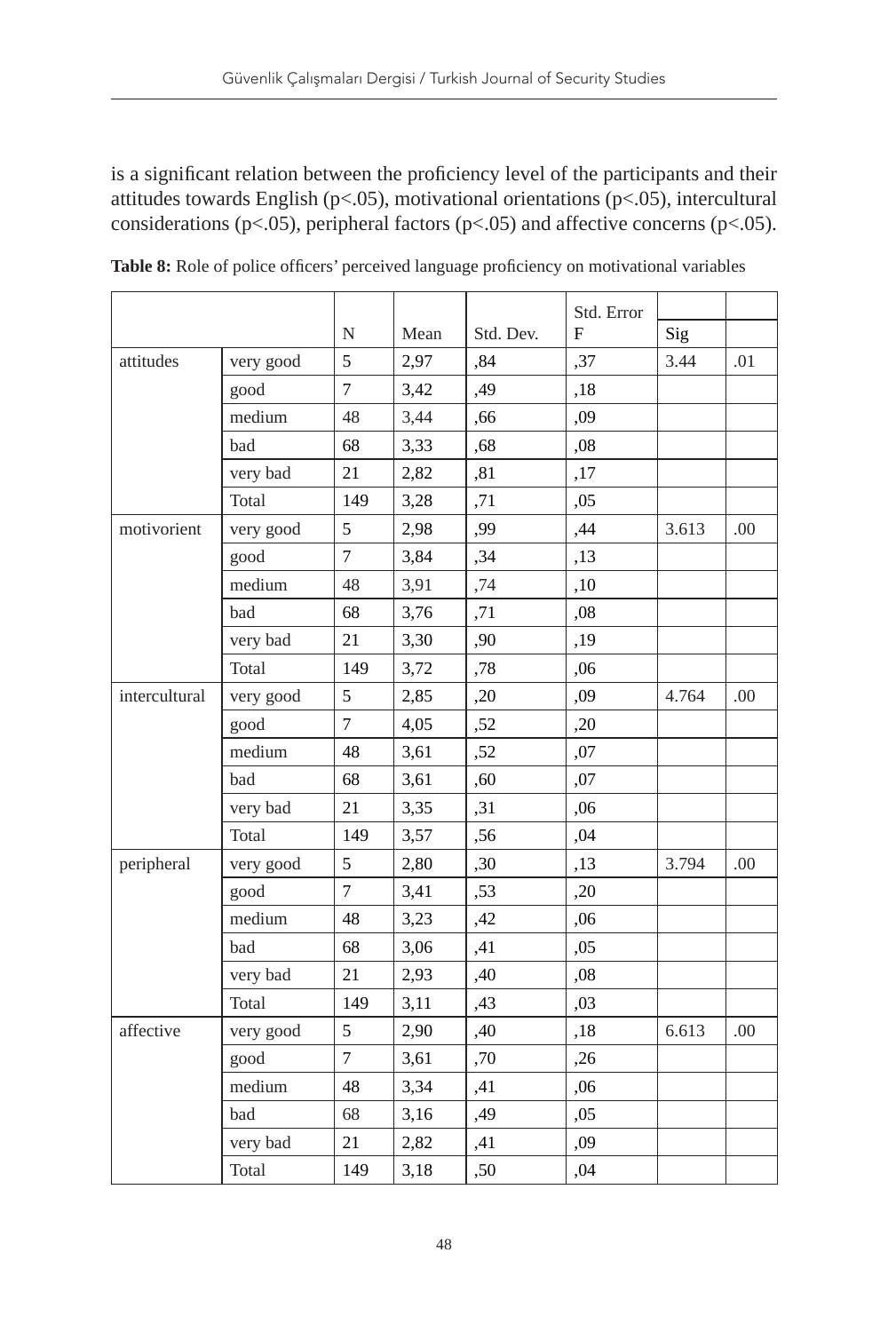is a significant relation between the proficiency level of the participants and their attitudes towards English ($p<.05$), motivational orientations ($p<.05$), intercultural considerations ($p<.05$), peripheral factors ($p<.05$) and affective concerns ($p<.05$).

**Table 8:** Role of police officers' perceived language proficiency on motivational variables

| | | N | Mean | Std. Dev. | Std. Error F | Sig | |
|---|---|---|---|---|---|---|---|
| attitudes | very good | 5 | 2,97 | ,84 | ,37 | 3.44 | .01 |
| | good | 7 | 3,42 | ,49 | ,18 | | |
| | medium | 48 | 3,44 | ,66 | ,09 | | |
| | bad | 68 | 3,33 | ,68 | ,08 | | |
| | very bad | 21 | 2,82 | ,81 | ,17 | | |
| | Total | 149 | 3,28 | ,71 | ,05 | | |
| motivorient | very good | 5 | 2,98 | ,99 | ,44 | 3.613 | .00 |
| | good | 7 | 3,84 | ,34 | ,13 | | |
| | medium | 48 | 3,91 | ,74 | ,10 | | |
| | bad | 68 | 3,76 | ,71 | ,08 | | |
| | very bad | 21 | 3,30 | ,90 | ,19 | | |
| | Total | 149 | 3,72 | ,78 | ,06 | | |
| intercultural | very good | 5 | 2,85 | ,20 | ,09 | 4.764 | .00 |
| | good | 7 | 4,05 | ,52 | ,20 | | |
| | medium | 48 | 3,61 | ,52 | ,07 | | |
| | bad | 68 | 3,61 | ,60 | ,07 | | |
| | very bad | 21 | 3,35 | ,31 | ,06 | | |
| | Total | 149 | 3,57 | ,56 | ,04 | | |
| peripheral | very good | 5 | 2,80 | ,30 | ,13 | 3.794 | .00 |
| | good | 7 | 3,41 | ,53 | ,20 | | |
| | medium | 48 | 3,23 | ,42 | ,06 | | |
| | bad | 68 | 3,06 | ,41 | ,05 | | |
| | very bad | 21 | 2,93 | ,40 | ,08 | | |
| | Total | 149 | 3,11 | ,43 | ,03 | | |
| affective | very good | 5 | 2,90 | ,40 | ,18 | 6.613 | .00 |
| | good | 7 | 3,61 | ,70 | ,26 | | |
| | medium | 48 | 3,34 | ,41 | ,06 | | |
| | bad | 68 | 3,16 | ,49 | ,05 | | |
| | very bad | 21 | 2,82 | ,41 | ,09 | | |
| | Total | 149 | 3,18 | ,50 | ,04 | | |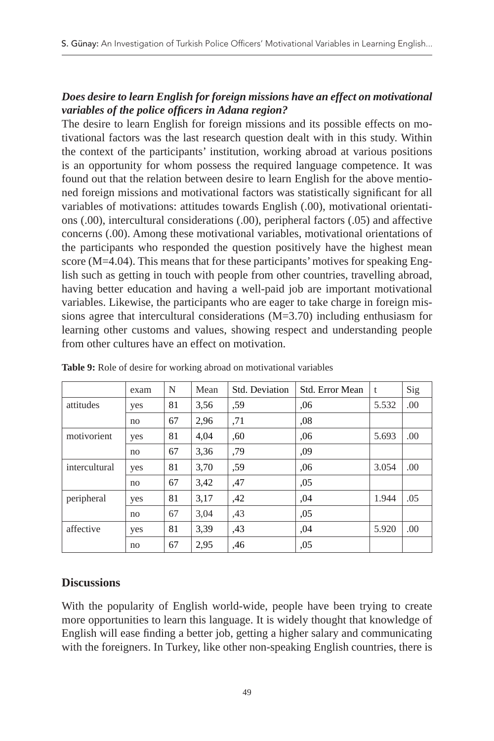***Does desire to learn English for foreign missions have an effect on motivational variables of the police officers in Adana region?***

The desire to learn English for foreign missions and its possible effects on motivational factors was the last research question dealt with in this study. Within the context of the participants' institution, working abroad at various positions is an opportunity for whom possess the required language competence. It was found out that the relation between desire to learn English for the above mentioned foreign missions and motivational factors was statistically significant for all variables of motivations: attitudes towards English (.00), motivational orientations (.00), intercultural considerations (.00), peripheral factors (.05) and affective concerns (.00). Among these motivational variables, motivational orientations of the participants who responded the question positively have the highest mean score (M=4.04). This means that for these participants' motives for speaking English such as getting in touch with people from other countries, travelling abroad, having better education and having a well-paid job are important motivational variables. Likewise, the participants who are eager to take charge in foreign missions agree that intercultural considerations (M=3.70) including enthusiasm for learning other customs and values, showing respect and understanding people from other cultures have an effect on motivation.

**Table 9:** Role of desire for working abroad on motivational variables

| | exam | N | Mean | Std. Deviation | Std. Error Mean | t | Sig |
|---|---|---|---|---|---|---|---|
| attitudes | yes | 81 | 3,56 | ,59 | ,06 | 5.532 | .00 |
| | no | 67 | 2,96 | ,71 | ,08 | | |
| motivorient | yes | 81 | 4,04 | ,60 | ,06 | 5.693 | .00 |
| | no | 67 | 3,36 | ,79 | ,09 | | |
| intercultural | yes | 81 | 3,70 | ,59 | ,06 | 3.054 | .00 |
| | no | 67 | 3,42 | ,47 | ,05 | | |
| peripheral | yes | 81 | 3,17 | ,42 | ,04 | 1.944 | .05 |
| | no | 67 | 3,04 | ,43 | ,05 | | |
| affective | yes | 81 | 3,39 | ,43 | ,04 | 5.920 | .00 |
| | no | 67 | 2,95 | ,46 | ,05 | | |

## Discussions

With the popularity of English world-wide, people have been trying to create more opportunities to learn this language. It is widely thought that knowledge of English will ease finding a better job, getting a higher salary and communicating with the foreigners. In Turkey, like other non-speaking English countries, there is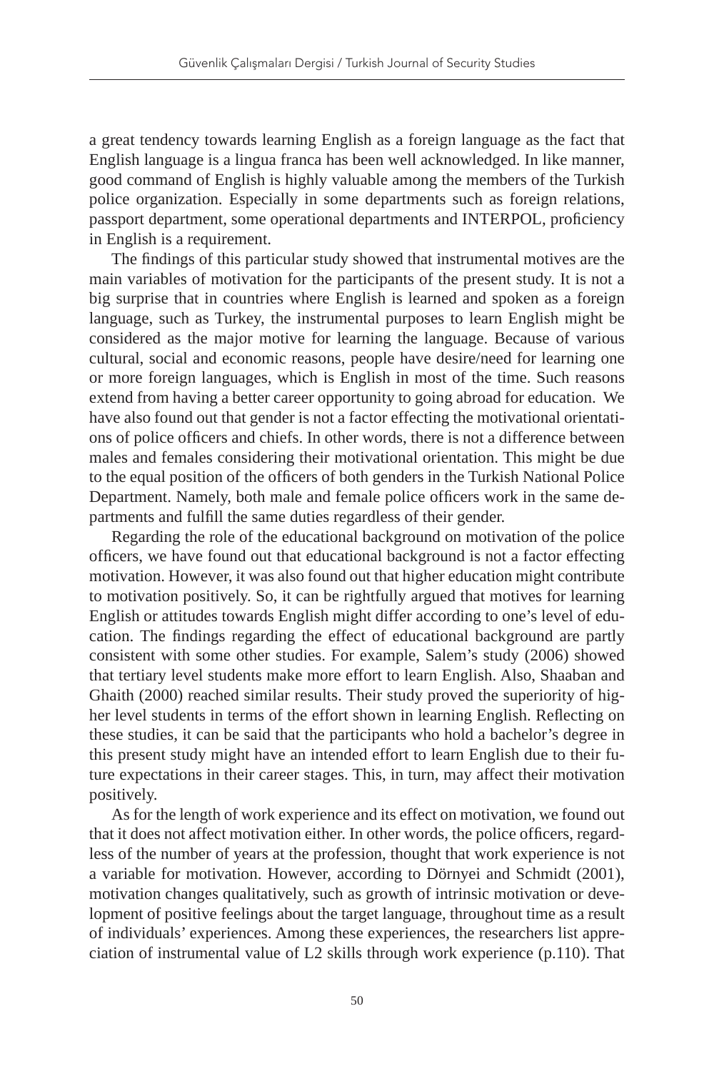a great tendency towards learning English as a foreign language as the fact that English language is a lingua franca has been well acknowledged. In like manner, good command of English is highly valuable among the members of the Turkish police organization. Especially in some departments such as foreign relations, passport department, some operational departments and INTERPOL, proficiency in English is a requirement.

The findings of this particular study showed that instrumental motives are the main variables of motivation for the participants of the present study. It is not a big surprise that in countries where English is learned and spoken as a foreign language, such as Turkey, the instrumental purposes to learn English might be considered as the major motive for learning the language. Because of various cultural, social and economic reasons, people have desire/need for learning one or more foreign languages, which is English in most of the time. Such reasons extend from having a better career opportunity to going abroad for education. We have also found out that gender is not a factor effecting the motivational orientations of police officers and chiefs. In other words, there is not a difference between males and females considering their motivational orientation. This might be due to the equal position of the officers of both genders in the Turkish National Police Department. Namely, both male and female police officers work in the same departments and fulfill the same duties regardless of their gender.

Regarding the role of the educational background on motivation of the police officers, we have found out that educational background is not a factor effecting motivation. However, it was also found out that higher education might contribute to motivation positively. So, it can be rightfully argued that motives for learning English or attitudes towards English might differ according to one's level of education. The findings regarding the effect of educational background are partly consistent with some other studies. For example, Salem's study (2006) showed that tertiary level students make more effort to learn English. Also, Shaaban and Ghaith (2000) reached similar results. Their study proved the superiority of higher level students in terms of the effort shown in learning English. Reflecting on these studies, it can be said that the participants who hold a bachelor's degree in this present study might have an intended effort to learn English due to their future expectations in their career stages. This, in turn, may affect their motivation positively.

As for the length of work experience and its effect on motivation, we found out that it does not affect motivation either. In other words, the police officers, regardless of the number of years at the profession, thought that work experience is not a variable for motivation. However, according to Dörnyei and Schmidt (2001), motivation changes qualitatively, such as growth of intrinsic motivation or development of positive feelings about the target language, throughout time as a result of individuals' experiences. Among these experiences, the researchers list appreciation of instrumental value of L2 skills through work experience (p.110). That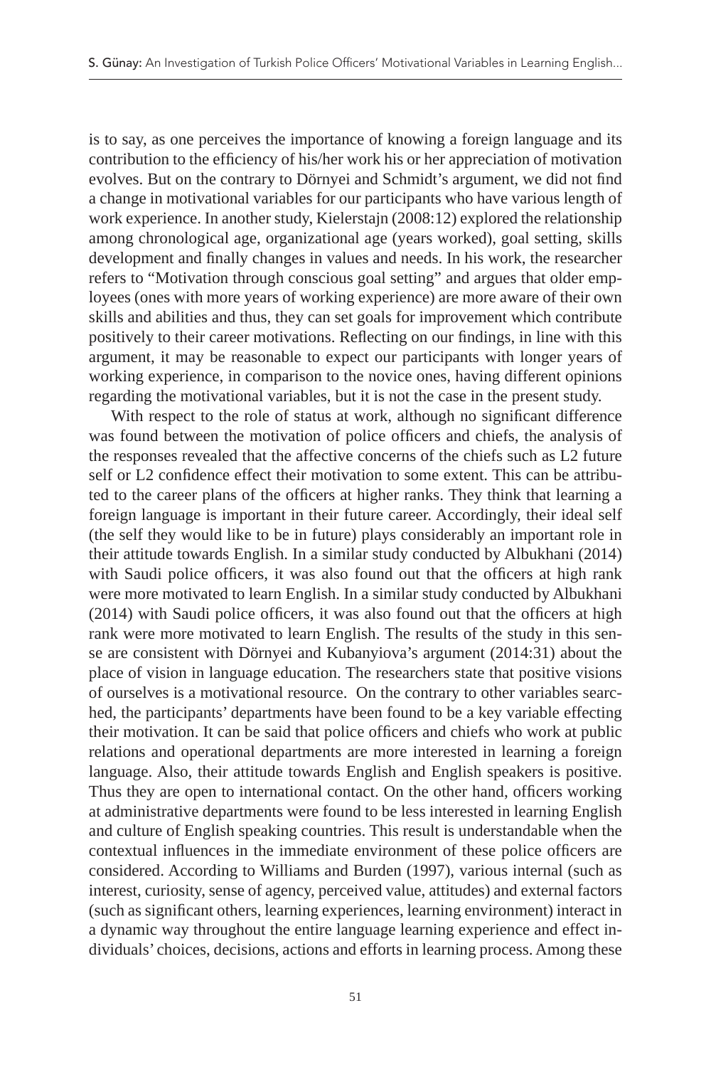is to say, as one perceives the importance of knowing a foreign language and its contribution to the efficiency of his/her work his or her appreciation of motivation evolves. But on the contrary to Dörnyei and Schmidt's argument, we did not find a change in motivational variables for our participants who have various length of work experience. In another study, Kielerstajn (2008:12) explored the relationship among chronological age, organizational age (years worked), goal setting, skills development and finally changes in values and needs. In his work, the researcher refers to "Motivation through conscious goal setting" and argues that older employees (ones with more years of working experience) are more aware of their own skills and abilities and thus, they can set goals for improvement which contribute positively to their career motivations. Reflecting on our findings, in line with this argument, it may be reasonable to expect our participants with longer years of working experience, in comparison to the novice ones, having different opinions regarding the motivational variables, but it is not the case in the present study.

With respect to the role of status at work, although no significant difference was found between the motivation of police officers and chiefs, the analysis of the responses revealed that the affective concerns of the chiefs such as L2 future self or L2 confidence effect their motivation to some extent. This can be attributed to the career plans of the officers at higher ranks. They think that learning a foreign language is important in their future career. Accordingly, their ideal self (the self they would like to be in future) plays considerably an important role in their attitude towards English. In a similar study conducted by Albukhani (2014) with Saudi police officers, it was also found out that the officers at high rank were more motivated to learn English. In a similar study conducted by Albukhani (2014) with Saudi police officers, it was also found out that the officers at high rank were more motivated to learn English. The results of the study in this sense are consistent with Dörnyei and Kubanyiova's argument (2014:31) about the place of vision in language education. The researchers state that positive visions of ourselves is a motivational resource. On the contrary to other variables searched, the participants' departments have been found to be a key variable effecting their motivation. It can be said that police officers and chiefs who work at public relations and operational departments are more interested in learning a foreign language. Also, their attitude towards English and English speakers is positive. Thus they are open to international contact. On the other hand, officers working at administrative departments were found to be less interested in learning English and culture of English speaking countries. This result is understandable when the contextual influences in the immediate environment of these police officers are considered. According to Williams and Burden (1997), various internal (such as interest, curiosity, sense of agency, perceived value, attitudes) and external factors (such as significant others, learning experiences, learning environment) interact in a dynamic way throughout the entire language learning experience and effect individuals' choices, decisions, actions and efforts in learning process. Among these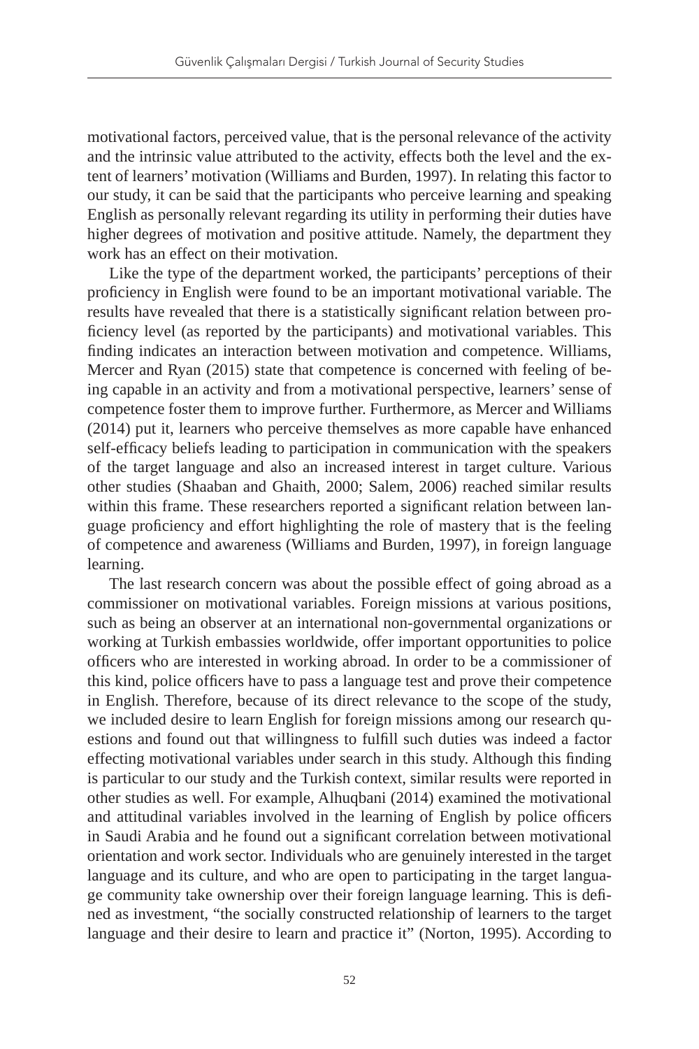motivational factors, perceived value, that is the personal relevance of the activity and the intrinsic value attributed to the activity, effects both the level and the extent of learners' motivation (Williams and Burden, 1997). In relating this factor to our study, it can be said that the participants who perceive learning and speaking English as personally relevant regarding its utility in performing their duties have higher degrees of motivation and positive attitude. Namely, the department they work has an effect on their motivation.

Like the type of the department worked, the participants' perceptions of their proficiency in English were found to be an important motivational variable. The results have revealed that there is a statistically significant relation between proficiency level (as reported by the participants) and motivational variables. This finding indicates an interaction between motivation and competence. Williams, Mercer and Ryan (2015) state that competence is concerned with feeling of being capable in an activity and from a motivational perspective, learners' sense of competence foster them to improve further. Furthermore, as Mercer and Williams (2014) put it, learners who perceive themselves as more capable have enhanced self-efficacy beliefs leading to participation in communication with the speakers of the target language and also an increased interest in target culture. Various other studies (Shaaban and Ghaith, 2000; Salem, 2006) reached similar results within this frame. These researchers reported a significant relation between language proficiency and effort highlighting the role of mastery that is the feeling of competence and awareness (Williams and Burden, 1997), in foreign language learning.

The last research concern was about the possible effect of going abroad as a commissioner on motivational variables. Foreign missions at various positions, such as being an observer at an international non-governmental organizations or working at Turkish embassies worldwide, offer important opportunities to police officers who are interested in working abroad. In order to be a commissioner of this kind, police officers have to pass a language test and prove their competence in English. Therefore, because of its direct relevance to the scope of the study, we included desire to learn English for foreign missions among our research questions and found out that willingness to fulfill such duties was indeed a factor effecting motivational variables under search in this study. Although this finding is particular to our study and the Turkish context, similar results were reported in other studies as well. For example, Alhuqbani (2014) examined the motivational and attitudinal variables involved in the learning of English by police officers in Saudi Arabia and he found out a significant correlation between motivational orientation and work sector. Individuals who are genuinely interested in the target language and its culture, and who are open to participating in the target language community take ownership over their foreign language learning. This is defined as investment, "the socially constructed relationship of learners to the target language and their desire to learn and practice it" (Norton, 1995). According to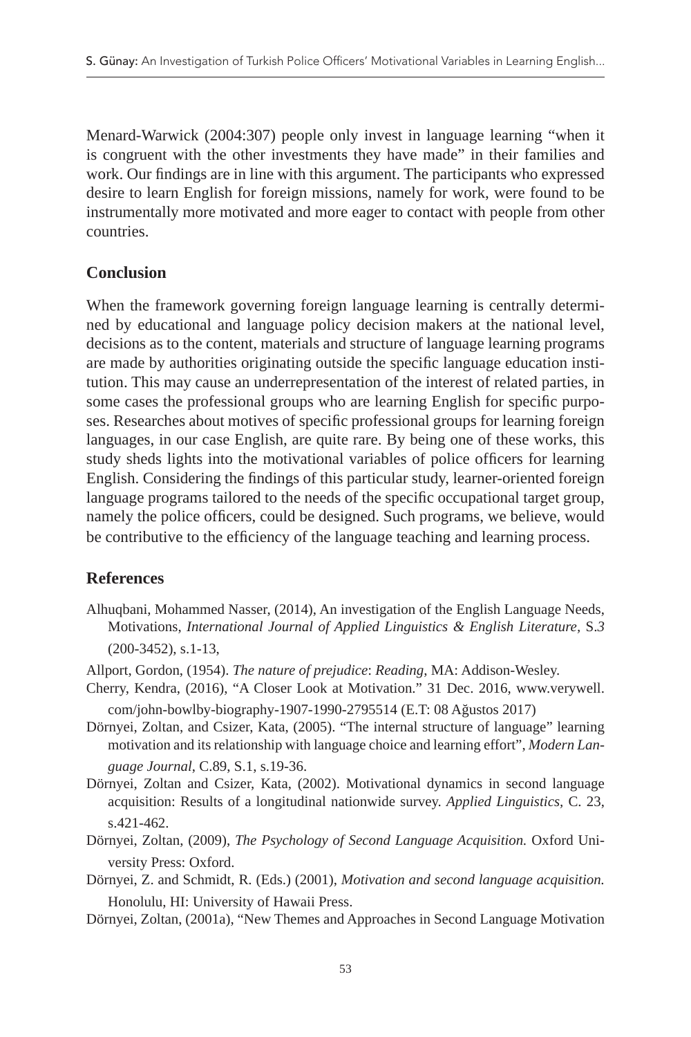Menard-Warwick (2004:307) people only invest in language learning "when it is congruent with the other investments they have made" in their families and work. Our findings are in line with this argument. The participants who expressed desire to learn English for foreign missions, namely for work, were found to be instrumentally more motivated and more eager to contact with people from other countries.

## Conclusion

When the framework governing foreign language learning is centrally determined by educational and language policy decision makers at the national level, decisions as to the content, materials and structure of language learning programs are made by authorities originating outside the specific language education institution. This may cause an underrepresentation of the interest of related parties, in some cases the professional groups who are learning English for specific purposes. Researches about motives of specific professional groups for learning foreign languages, in our case English, are quite rare. By being one of these works, this study sheds lights into the motivational variables of police officers for learning English. Considering the findings of this particular study, learner-oriented foreign language programs tailored to the needs of the specific occupational target group, namely the police officers, could be designed. Such programs, we believe, would be contributive to the efficiency of the language teaching and learning process.

## References

Alhuqbani, Mohammed Nasser, (2014), An investigation of the English Language Needs, Motivations, *International Journal of Applied Linguistics & English Literature,* S.*3* (200-3452), s.1-13,

Allport, Gordon, (1954). *The nature of prejudice*: *Reading*, MA: Addison-Wesley.

Cherry, Kendra, (2016), "A Closer Look at Motivation." 31 Dec. 2016, www.verywell.com/john-bowlby-biography-1907-1990-2795514 (E.T: 08 Ağustos 2017)

Dörnyei, Zoltan, and Csizer, Kata, (2005). "The internal structure of language" learning motivation and its relationship with language choice and learning effort", *Modern Language Journal*, C.89, S.1, s.19-36.

Dörnyei, Zoltan and Csizer, Kata, (2002). Motivational dynamics in second language acquisition: Results of a longitudinal nationwide survey. *Applied Linguistics,* C. 23, s.421-462.

Dörnyei, Zoltan, (2009), *The Psychology of Second Language Acquisition.* Oxford University Press: Oxford.

Dörnyei, Z. and Schmidt, R. (Eds.) (2001), *Motivation and second language acquisition.* Honolulu, HI: University of Hawaii Press.

Dörnyei, Zoltan, (2001a), "New Themes and Approaches in Second Language Motivation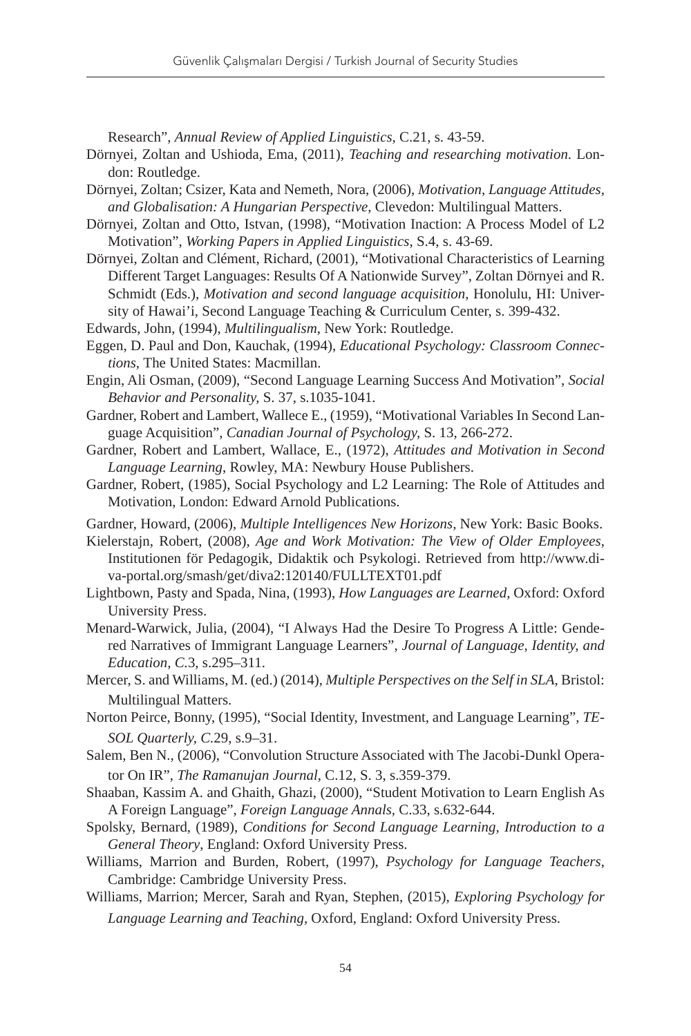Research", *Annual Review of Applied Linguistics*, C.21, s. 43-59.

Dörnyei, Zoltan and Ushioda, Ema, (2011), *Teaching and researching motivation.* London: Routledge.

Dörnyei, Zoltan; Csizer, Kata and Nemeth, Nora, (2006), *Motivation, Language Attitudes, and Globalisation: A Hungarian Perspective*, Clevedon: Multilingual Matters.

Dörnyei, Zoltan and Otto, Istvan, (1998), "Motivation Inaction: A Process Model of L2 Motivation", *Working Papers in Applied Linguistics*, S.4, s. 43-69.

Dörnyei, Zoltan and Clément, Richard, (2001), "Motivational Characteristics of Learning Different Target Languages: Results Of A Nationwide Survey", Zoltan Dörnyei and R. Schmidt (Eds.), *Motivation and second language acquisition,* Honolulu, HI: University of Hawai'i, Second Language Teaching & Curriculum Center, s. 399-432.

Edwards, John, (1994), *Multilingualism*, New York: Routledge.

Eggen, D. Paul and Don, Kauchak, (1994), *Educational Psychology: Classroom Connections*, The United States: Macmillan.

Engin, Ali Osman, (2009), "Second Language Learning Success And Motivation", *Social Behavior and Personality,* S. 37, s.1035-1041.

Gardner, Robert and Lambert, Wallece E., (1959), "Motivational Variables In Second Language Acquisition", *Canadian Journal of Psychology,* S. 13, 266-272.

Gardner, Robert and Lambert, Wallace, E., (1972), *Attitudes and Motivation in Second Language Learning*, Rowley, MA: Newbury House Publishers.

Gardner, Robert, (1985), Social Psychology and L2 Learning: The Role of Attitudes and Motivation, London: Edward Arnold Publications.

Gardner, Howard, (2006), *Multiple Intelligences New Horizons*, New York: Basic Books.

Kielerstajn, Robert, (2008), *Age and Work Motivation: The View of Older Employees*, Institutionen för Pedagogik, Didaktik och Psykologi. Retrieved from http://www.diva-portal.org/smash/get/diva2:120140/FULLTEXT01.pdf

Lightbown, Pasty and Spada, Nina, (1993), *How Languages are Learned,* Oxford: Oxford University Press.

Menard-Warwick, Julia, (2004), "I Always Had the Desire To Progress A Little: Gendered Narratives of Immigrant Language Learners", *Journal of Language, Identity, and Education, C.*3, s.295–311.

Mercer, S. and Williams, M. (ed.) (2014), *Multiple Perspectives on the Self in SLA*, Bristol: Multilingual Matters.

Norton Peirce, Bonny, (1995), "Social Identity, Investment, and Language Learning", *TESOL Quarterly, C.*29, s.9–31.

Salem, Ben N., (2006), "Convolution Structure Associated with The Jacobi-Dunkl Operator On IR", *The Ramanujan Journal,* C.12, S. 3, s.359-379.

Shaaban, Kassim A. and Ghaith, Ghazi, (2000), "Student Motivation to Learn English As A Foreign Language", *Foreign Language Annals,* C.33, s.632-644.

Spolsky, Bernard, (1989), *Conditions for Second Language Learning, Introduction to a General Theory*, England: Oxford University Press.

Williams, Marrion and Burden, Robert, (1997), *Psychology for Language Teachers*, Cambridge: Cambridge University Press.

Williams, Marrion; Mercer, Sarah and Ryan, Stephen, (2015), *Exploring Psychology for Language Learning and Teaching,* Oxford, England: Oxford University Press.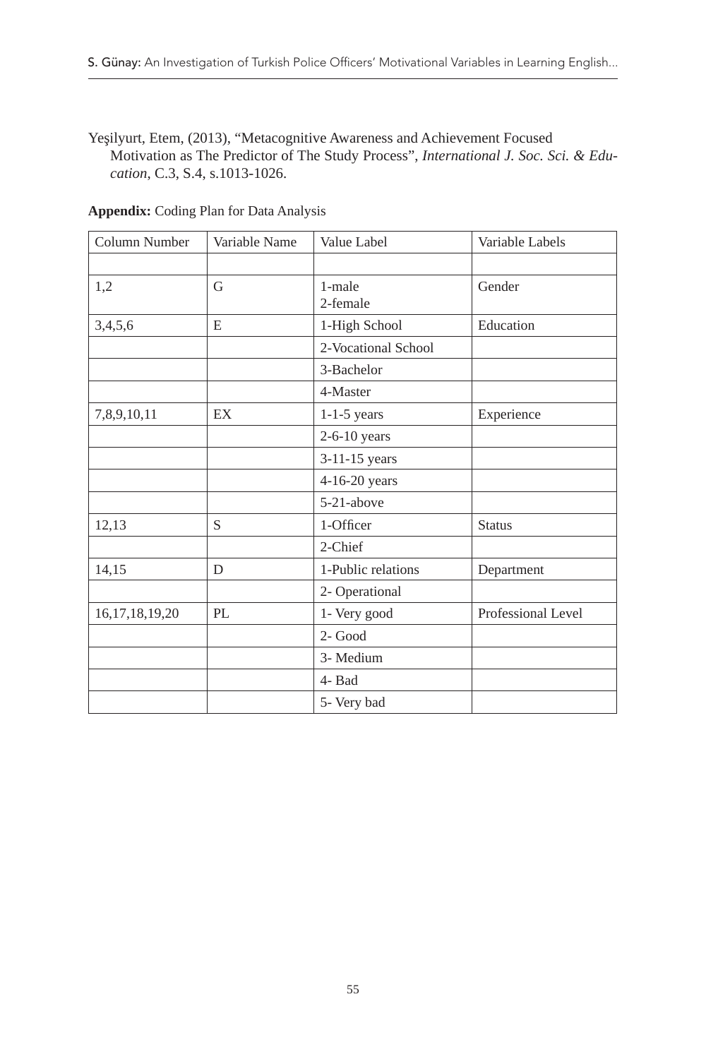Yeşilyurt, Etem, (2013), "Metacognitive Awareness and Achievement Focused Motivation as The Predictor of The Study Process", *International J. Soc. Sci. & Education*, C.3, S.4, s.1013-1026.

**Appendix:** Coding Plan for Data Analysis

| Column Number | Variable Name | Value Label | Variable Labels |
|---|---|---|---|
| | | | |
| 1,2 | G | 1-male<br>2-female | Gender |
| 3,4,5,6 | E | 1-High School | Education |
| | | 2-Vocational School | |
| | | 3-Bachelor | |
| | | 4-Master | |
| 7,8,9,10,11 | EX | 1-1-5 years | Experience |
| | | 2-6-10 years | |
| | | 3-11-15 years | |
| | | 4-16-20 years | |
| | | 5-21-above | |
| 12,13 | S | 1-Officer | Status |
| | | 2-Chief | |
| 14,15 | D | 1-Public relations | Department |
| | | 2- Operational | |
| 16,17,18,19,20 | PL | 1- Very good | Professional Level |
| | | 2- Good | |
| | | 3- Medium | |
| | | 4- Bad | |
| | | 5- Very bad | |